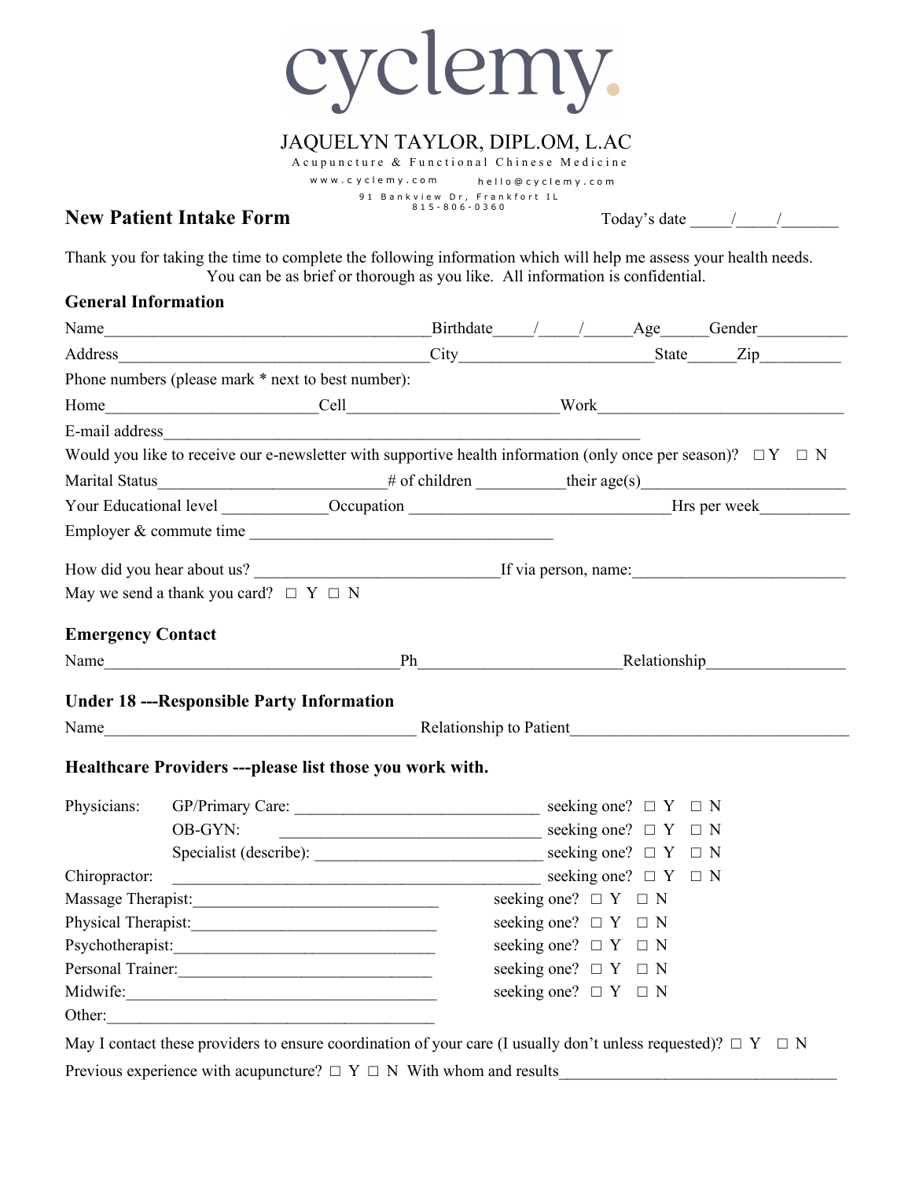# cyclemy.

JAQUELYN TAYLOR, DIPL.OM, L.AC

Acupuncture & Functional Chinese Medicine

www.cyclemy.com hello@cyclemy.com

91 Bankview Dr, Frankfort IL

815-806-0360

## New Patient Intake Form

Today's date _____/_____/_______

Thank you for taking the time to complete the following information which will help me assess your health needs. You can be as brief or thorough as you like. All information is confidential.

### General Information

Name______________________________________Birthdate_____/_____/______Age_____Gender__________

Address_____________________________________City______________________State_____Zip_________

Phone numbers (please mark * next to best number):

Home_________________________Cell_________________________Work_____________________________

E-mail address__________________________________________________________

Would you like to receive our e-newsletter with supportive health information (only once per season)? ☐ Y ☐ N

Marital Status___________________________# of children __________their age(s)_______________________

Your Educational level _____________Occupation ________________________________Hrs per week__________

Employer & commute time _____________________________________

How did you hear about us? ____________________________If via person, name:________________________

May we send a thank you card? ☐ Y ☐ N

### Emergency Contact

Name____________________________________Ph________________________Relationship________________

### Under 18 ---Responsible Party Information

Name______________________________________ Relationship to Patient_________________________________

### Healthcare Providers ---please list those you work with.

Physicians: GP/Primary Care: ______________________________ seeking one? ☐ Y ☐ N

OB-GYN: ________________________________ seeking one? ☐ Y ☐ N

Specialist (describe): ____________________________ seeking one? ☐ Y ☐ N

Chiropractor: _____________________________________________ seeking one? ☐ Y ☐ N

Massage Therapist:______________________________ seeking one? ☐ Y ☐ N

Physical Therapist:______________________________ seeking one? ☐ Y ☐ N

Psychotherapist:________________________________ seeking one? ☐ Y ☐ N

Personal Trainer:_______________________________ seeking one? ☐ Y ☐ N

Midwife:_______________________________________ seeking one? ☐ Y ☐ N

Other:_________________________________________

May I contact these providers to ensure coordination of your care (I usually don't unless requested)? ☐ Y ☐ N

Previous experience with acupuncture? ☐ Y ☐ N With whom and results__________________________________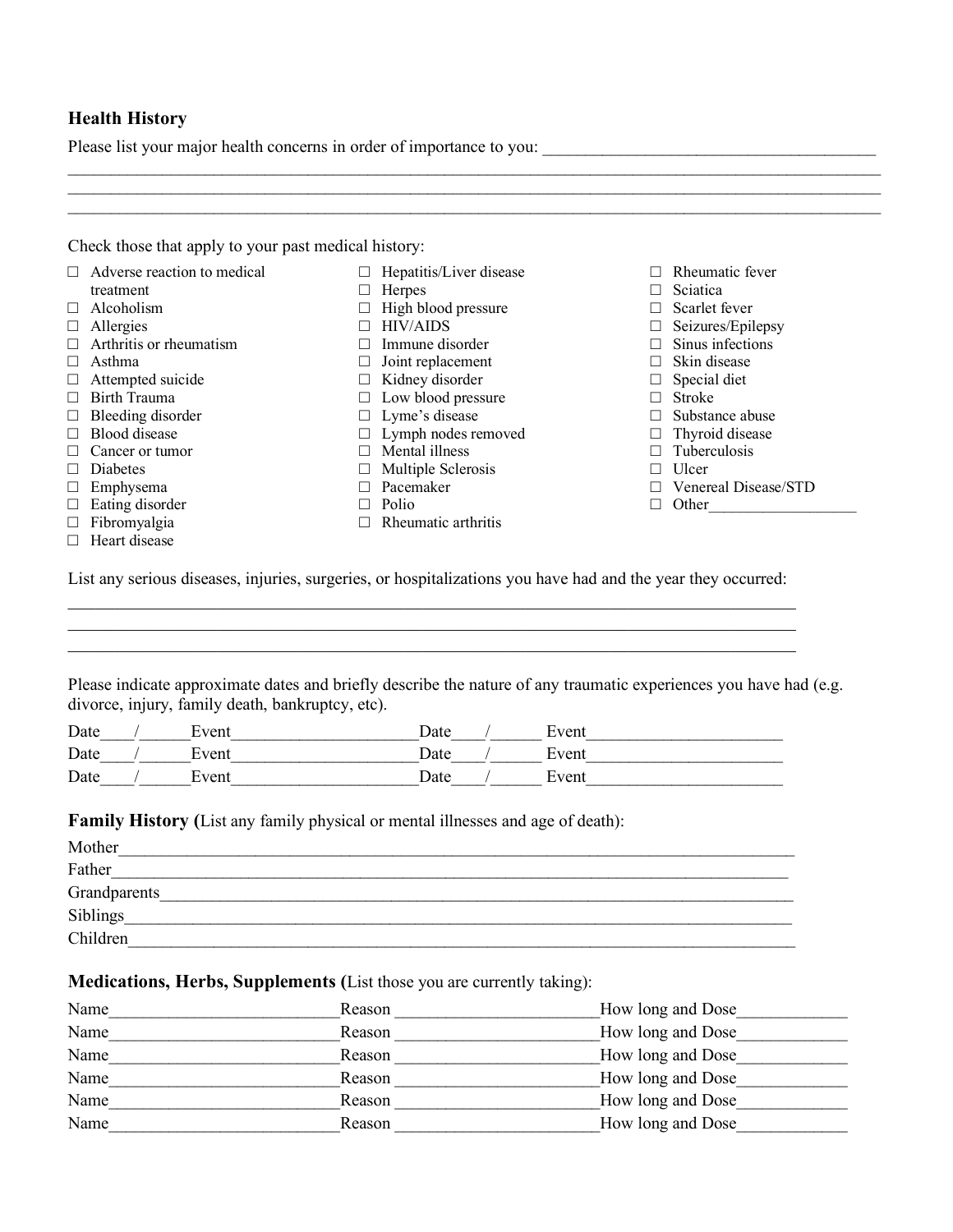## Health History

Please list your major health concerns in order of importance to you: ______________________________________

______________________________________________________________________________________________

______________________________________________________________________________________________

______________________________________________________________________________________________

Check those that apply to your past medical history:

- ☐ Adverse reaction to medical treatment
- ☐ Alcoholism
- ☐ Allergies
- ☐ Arthritis or rheumatism
- ☐ Asthma
- ☐ Attempted suicide
- ☐ Birth Trauma
- ☐ Bleeding disorder
- ☐ Blood disease
- ☐ Cancer or tumor
- ☐ Diabetes
- ☐ Emphysema
- ☐ Eating disorder
- ☐ Fibromyalgia
- ☐ Heart disease
- ☐ Hepatitis/Liver disease
- ☐ Herpes
- ☐ High blood pressure
- ☐ HIV/AIDS
- ☐ Immune disorder
- ☐ Joint replacement
- ☐ Kidney disorder
- ☐ Low blood pressure
- ☐ Lyme's disease
- ☐ Lymph nodes removed
- ☐ Mental illness
- ☐ Multiple Sclerosis
- ☐ Pacemaker
- ☐ Polio
- ☐ Rheumatic arthritis
- ☐ Rheumatic fever
- ☐ Sciatica
- ☐ Scarlet fever
- ☐ Seizures/Epilepsy
- ☐ Sinus infections
- ☐ Skin disease
- ☐ Special diet
- ☐ Stroke
- ☐ Substance abuse
- ☐ Thyroid disease
- ☐ Tuberculosis
- ☐ Ulcer
- ☐ Venereal Disease/STD
- ☐ Other__________________

List any serious diseases, injuries, surgeries, or hospitalizations you have had and the year they occurred:

______________________________________________________________________________________

______________________________________________________________________________________

______________________________________________________________________________________

Please indicate approximate dates and briefly describe the nature of any traumatic experiences you have had (e.g. divorce, injury, family death, bankruptcy, etc).

Date____/______Event______________________ Date____/______ Event______________________

Date____/______Event______________________ Date____/______ Event______________________

Date____/______Event______________________ Date____/______ Event______________________

**Family History (**List any family physical or mental illnesses and age of death):

Mother______________________________________________________________________________

Father______________________________________________________________________________

Grandparents_________________________________________________________________________

Siblings_____________________________________________________________________________

Children____________________________________________________________________________

**Medications, Herbs, Supplements (**List those you are currently taking):

Name__________________________ Reason _______________________ How long and Dose____________

Name__________________________ Reason _______________________ How long and Dose____________

Name__________________________ Reason _______________________ How long and Dose____________

Name__________________________ Reason _______________________ How long and Dose____________

Name__________________________ Reason _______________________ How long and Dose____________

Name__________________________ Reason _______________________ How long and Dose____________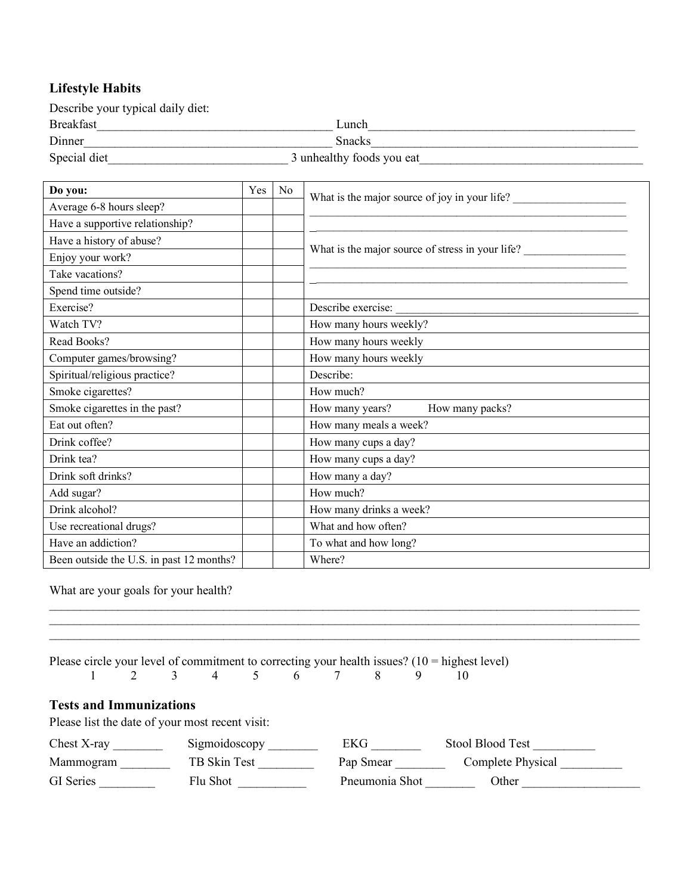## Lifestyle Habits

Describe your typical daily diet:

Breakfast_____________________________________ Lunch___________________________________________

Dinner_______________________________________ Snacks__________________________________________

Special diet____________________________ 3 unhealthy foods you eat___________________________________

| Do you: | Yes | No | |
|---|---|---|---|
| Average 6-8 hours sleep? | | | What is the major source of joy in your life? ___________________ |
| Have a supportive relationship? | | | ________________________________________________________ |
| Have a history of abuse? | | | What is the major source of stress in your life? _________________ |
| Enjoy your work? | | | ________________________________________________________ |
| Take vacations? | | | |
| Spend time outside? | | | |
| Exercise? | | | Describe exercise: ___________________________________________ |
| Watch TV? | | | How many hours weekly? |
| Read Books? | | | How many hours weekly |
| Computer games/browsing? | | | How many hours weekly |
| Spiritual/religious practice? | | | Describe: |
| Smoke cigarettes? | | | How much? |
| Smoke cigarettes in the past? | | | How many years? How many packs? |
| Eat out often? | | | How many meals a week? |
| Drink coffee? | | | How many cups a day? |
| Drink tea? | | | How many cups a day? |
| Drink soft drinks? | | | How many a day? |
| Add sugar? | | | How much? |
| Drink alcohol? | | | How many drinks a week? |
| Use recreational drugs? | | | What and how often? |
| Have an addiction? | | | To what and how long? |
| Been outside the U.S. in past 12 months? | | | Where? |

What are your goals for your health?

______________________________________________________________________________________________

______________________________________________________________________________________________

______________________________________________________________________________________________

Please circle your level of commitment to correcting your health issues? (10 = highest level)

1 2 3 4 5 6 7 8 9 10

## Tests and Immunizations

Please list the date of your most recent visit:

Chest X-ray ________ Sigmoidoscopy ________ EKG ________ Stool Blood Test __________

Mammogram ________ TB Skin Test _________ Pap Smear ________ Complete Physical __________

GI Series _________ Flu Shot ___________ Pneumonia Shot ________ Other ___________________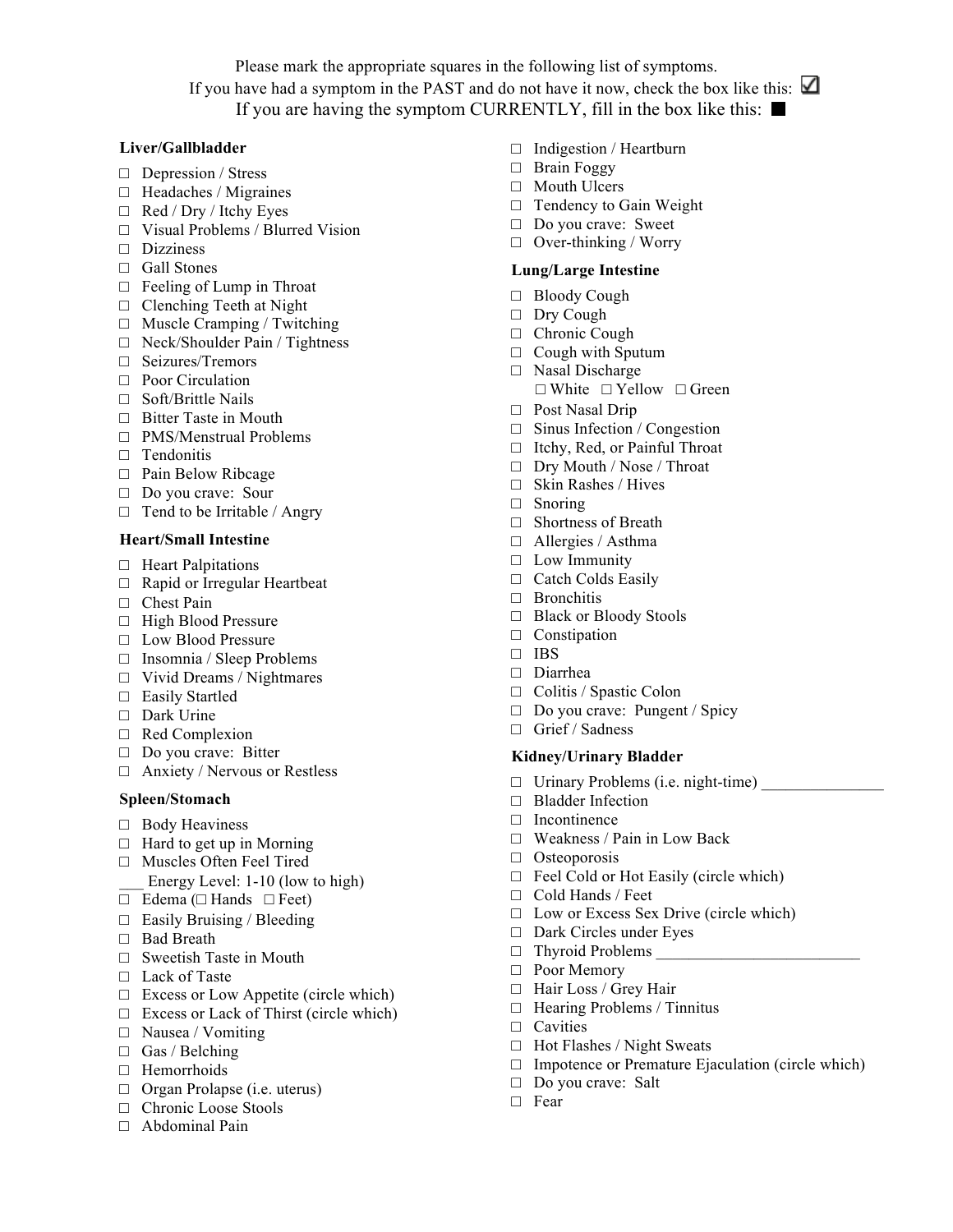Please mark the appropriate squares in the following list of symptoms.

If you have had a symptom in the PAST and do not have it now, check the box like this: ☑

If you are having the symptom CURRENTLY, fill in the box like this: ■

### Liver/Gallbladder

- ☐ Depression / Stress
- ☐ Headaches / Migraines
- ☐ Red / Dry / Itchy Eyes
- ☐ Visual Problems / Blurred Vision
- ☐ Dizziness
- ☐ Gall Stones
- ☐ Feeling of Lump in Throat
- ☐ Clenching Teeth at Night
- ☐ Muscle Cramping / Twitching
- ☐ Neck/Shoulder Pain / Tightness
- ☐ Seizures/Tremors
- ☐ Poor Circulation
- ☐ Soft/Brittle Nails
- ☐ Bitter Taste in Mouth
- ☐ PMS/Menstrual Problems
- ☐ Tendonitis
- ☐ Pain Below Ribcage
- ☐ Do you crave: Sour
- ☐ Tend to be Irritable / Angry

### Heart/Small Intestine

- ☐ Heart Palpitations
- ☐ Rapid or Irregular Heartbeat
- ☐ Chest Pain
- ☐ High Blood Pressure
- ☐ Low Blood Pressure
- ☐ Insomnia / Sleep Problems
- ☐ Vivid Dreams / Nightmares
- ☐ Easily Startled
- ☐ Dark Urine
- ☐ Red Complexion
- ☐ Do you crave: Bitter
- ☐ Anxiety / Nervous or Restless

### Spleen/Stomach

- ☐ Body Heaviness
- ☐ Hard to get up in Morning
- ☐ Muscles Often Feel Tired
- ___ Energy Level: 1-10 (low to high)
- ☐ Edema (☐ Hands ☐ Feet)
- ☐ Easily Bruising / Bleeding
- ☐ Bad Breath
- ☐ Sweetish Taste in Mouth
- ☐ Lack of Taste
- ☐ Excess or Low Appetite (circle which)
- ☐ Excess or Lack of Thirst (circle which)
- ☐ Nausea / Vomiting
- ☐ Gas / Belching
- ☐ Hemorrhoids
- ☐ Organ Prolapse (i.e. uterus)
- ☐ Chronic Loose Stools
- ☐ Abdominal Pain
- ☐ Indigestion / Heartburn
- ☐ Brain Foggy
- ☐ Mouth Ulcers
- ☐ Tendency to Gain Weight
- ☐ Do you crave: Sweet
- ☐ Over-thinking / Worry

### Lung/Large Intestine

- ☐ Bloody Cough
- ☐ Dry Cough
- ☐ Chronic Cough
- ☐ Cough with Sputum
- ☐ Nasal Discharge
  - ☐ White ☐ Yellow ☐ Green
- ☐ Post Nasal Drip
- ☐ Sinus Infection / Congestion
- ☐ Itchy, Red, or Painful Throat
- ☐ Dry Mouth / Nose / Throat
- ☐ Skin Rashes / Hives
- ☐ Snoring
- ☐ Shortness of Breath
- ☐ Allergies / Asthma
- ☐ Low Immunity
- ☐ Catch Colds Easily
- ☐ Bronchitis
- ☐ Black or Bloody Stools
- ☐ Constipation
- ☐ IBS
- ☐ Diarrhea
- ☐ Colitis / Spastic Colon
- ☐ Do you crave: Pungent / Spicy
- ☐ Grief / Sadness

### Kidney/Urinary Bladder

- ☐ Urinary Problems (i.e. night-time) _______________
- ☐ Bladder Infection
- ☐ Incontinence
- ☐ Weakness / Pain in Low Back
- ☐ Osteoporosis
- ☐ Feel Cold or Hot Easily (circle which)
- ☐ Cold Hands / Feet
- ☐ Low or Excess Sex Drive (circle which)
- ☐ Dark Circles under Eyes
- ☐ Thyroid Problems _________________________
- ☐ Poor Memory
- ☐ Hair Loss / Grey Hair
- ☐ Hearing Problems / Tinnitus
- ☐ Cavities
- ☐ Hot Flashes / Night Sweats
- ☐ Impotence or Premature Ejaculation (circle which)
- ☐ Do you crave: Salt
- ☐ Fear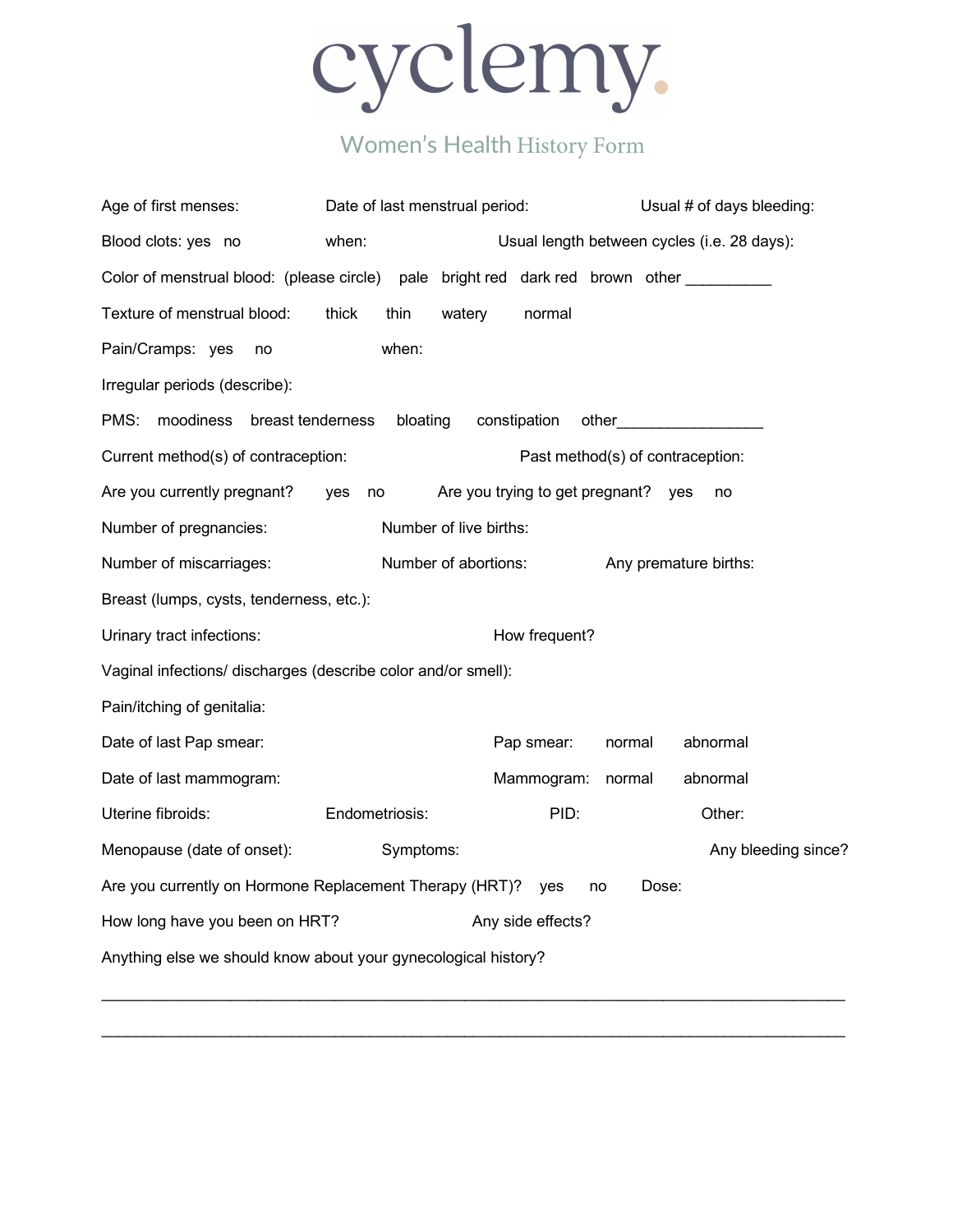# cyclemy.

## Women's Health History Form

Age of first menses: Date of last menstrual period: Usual # of days bleeding:

Blood clots: yes no when: Usual length between cycles (i.e. 28 days):

Color of menstrual blood: (please circle) pale bright red dark red brown other __________

Texture of menstrual blood: thick thin watery normal

Pain/Cramps: yes no when:

Irregular periods (describe):

PMS: moodiness breast tenderness bloating constipation other_________________

Current method(s) of contraception: Past method(s) of contraception:

Are you currently pregnant? yes no Are you trying to get pregnant? yes no

Number of pregnancies: Number of live births:

Number of miscarriages: Number of abortions: Any premature births:

Breast (lumps, cysts, tenderness, etc.):

Urinary tract infections: How frequent?

Vaginal infections/ discharges (describe color and/or smell):

Pain/itching of genitalia:

Date of last Pap smear: Pap smear: normal abnormal

Date of last mammogram: Mammogram: normal abnormal

Uterine fibroids: Endometriosis: PID: Other:

Menopause (date of onset): Symptoms: Any bleeding since?

Are you currently on Hormone Replacement Therapy (HRT)? yes no Dose:

How long have you been on HRT? Any side effects?

Anything else we should know about your gynecological history?

_____________________________________________________________________________________

_____________________________________________________________________________________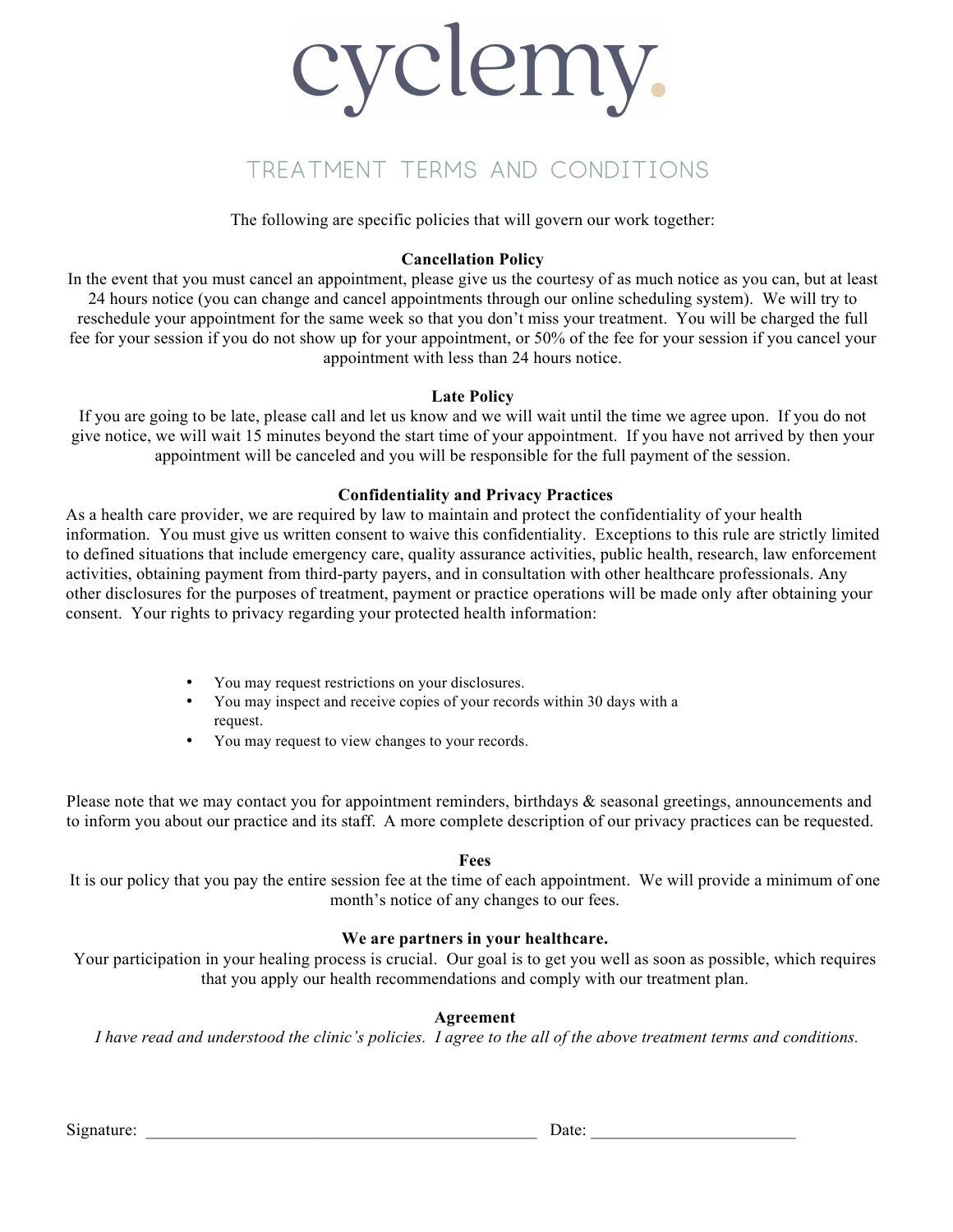# cyclemy.

## TREATMENT TERMS AND CONDITIONS

The following are specific policies that will govern our work together:

**Cancellation Policy**

In the event that you must cancel an appointment, please give us the courtesy of as much notice as you can, but at least 24 hours notice (you can change and cancel appointments through our online scheduling system). We will try to reschedule your appointment for the same week so that you don't miss your treatment. You will be charged the full fee for your session if you do not show up for your appointment, or 50% of the fee for your session if you cancel your appointment with less than 24 hours notice.

**Late Policy**

If you are going to be late, please call and let us know and we will wait until the time we agree upon. If you do not give notice, we will wait 15 minutes beyond the start time of your appointment. If you have not arrived by then your appointment will be canceled and you will be responsible for the full payment of the session.

**Confidentiality and Privacy Practices**

As a health care provider, we are required by law to maintain and protect the confidentiality of your health information. You must give us written consent to waive this confidentiality. Exceptions to this rule are strictly limited to defined situations that include emergency care, quality assurance activities, public health, research, law enforcement activities, obtaining payment from third-party payers, and in consultation with other healthcare professionals. Any other disclosures for the purposes of treatment, payment or practice operations will be made only after obtaining your consent. Your rights to privacy regarding your protected health information:

- You may request restrictions on your disclosures.
- You may inspect and receive copies of your records within 30 days with a request.
- You may request to view changes to your records.

Please note that we may contact you for appointment reminders, birthdays & seasonal greetings, announcements and to inform you about our practice and its staff. A more complete description of our privacy practices can be requested.

**Fees**

It is our policy that you pay the entire session fee at the time of each appointment. We will provide a minimum of one month's notice of any changes to our fees.

**We are partners in your healthcare.**

Your participation in your healing process is crucial. Our goal is to get you well as soon as possible, which requires that you apply our health recommendations and comply with our treatment plan.

**Agreement**

*I have read and understood the clinic's policies. I agree to the all of the above treatment terms and conditions.*

Signature: _______________________________________________ Date: ________________________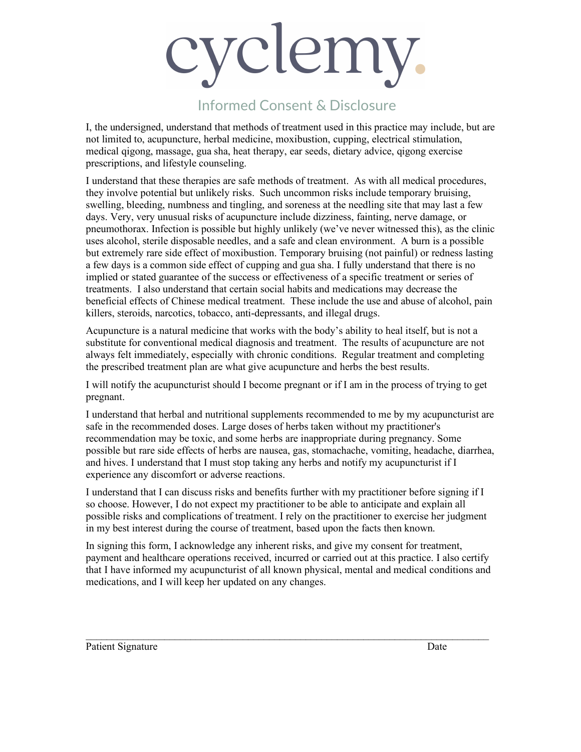# cyclemy.

## Informed Consent & Disclosure

I, the undersigned, understand that methods of treatment used in this practice may include, but are not limited to, acupuncture, herbal medicine, moxibustion, cupping, electrical stimulation, medical qigong, massage, gua sha, heat therapy, ear seeds, dietary advice, qigong exercise prescriptions, and lifestyle counseling.

I understand that these therapies are safe methods of treatment. As with all medical procedures, they involve potential but unlikely risks. Such uncommon risks include temporary bruising, swelling, bleeding, numbness and tingling, and soreness at the needling site that may last a few days. Very, very unusual risks of acupuncture include dizziness, fainting, nerve damage, or pneumothorax. Infection is possible but highly unlikely (we've never witnessed this), as the clinic uses alcohol, sterile disposable needles, and a safe and clean environment. A burn is a possible but extremely rare side effect of moxibustion. Temporary bruising (not painful) or redness lasting a few days is a common side effect of cupping and gua sha. I fully understand that there is no implied or stated guarantee of the success or effectiveness of a specific treatment or series of treatments. I also understand that certain social habits and medications may decrease the beneficial effects of Chinese medical treatment. These include the use and abuse of alcohol, pain killers, steroids, narcotics, tobacco, anti-depressants, and illegal drugs.

Acupuncture is a natural medicine that works with the body's ability to heal itself, but is not a substitute for conventional medical diagnosis and treatment. The results of acupuncture are not always felt immediately, especially with chronic conditions. Regular treatment and completing the prescribed treatment plan are what give acupuncture and herbs the best results.

I will notify the acupuncturist should I become pregnant or if I am in the process of trying to get pregnant.

I understand that herbal and nutritional supplements recommended to me by my acupuncturist are safe in the recommended doses. Large doses of herbs taken without my practitioner's recommendation may be toxic, and some herbs are inappropriate during pregnancy. Some possible but rare side effects of herbs are nausea, gas, stomachache, vomiting, headache, diarrhea, and hives. I understand that I must stop taking any herbs and notify my acupuncturist if I experience any discomfort or adverse reactions.

I understand that I can discuss risks and benefits further with my practitioner before signing if I so choose. However, I do not expect my practitioner to be able to anticipate and explain all possible risks and complications of treatment. I rely on the practitioner to exercise her judgment in my best interest during the course of treatment, based upon the facts then known.

In signing this form, I acknowledge any inherent risks, and give my consent for treatment, payment and healthcare operations received, incurred or carried out at this practice. I also certify that I have informed my acupuncturist of all known physical, mental and medical conditions and medications, and I will keep her updated on any changes.

\_\_\_\_\_\_\_\_\_\_\_\_\_\_\_\_\_\_\_\_\_\_\_\_\_\_\_\_\_\_\_\_\_\_\_\_\_\_\_\_\_\_\_\_\_\_\_\_\_\_\_\_\_\_\_\_\_\_\_\_\_\_\_\_\_\_\_\_\_\_

Patient Signature                                                                                    Date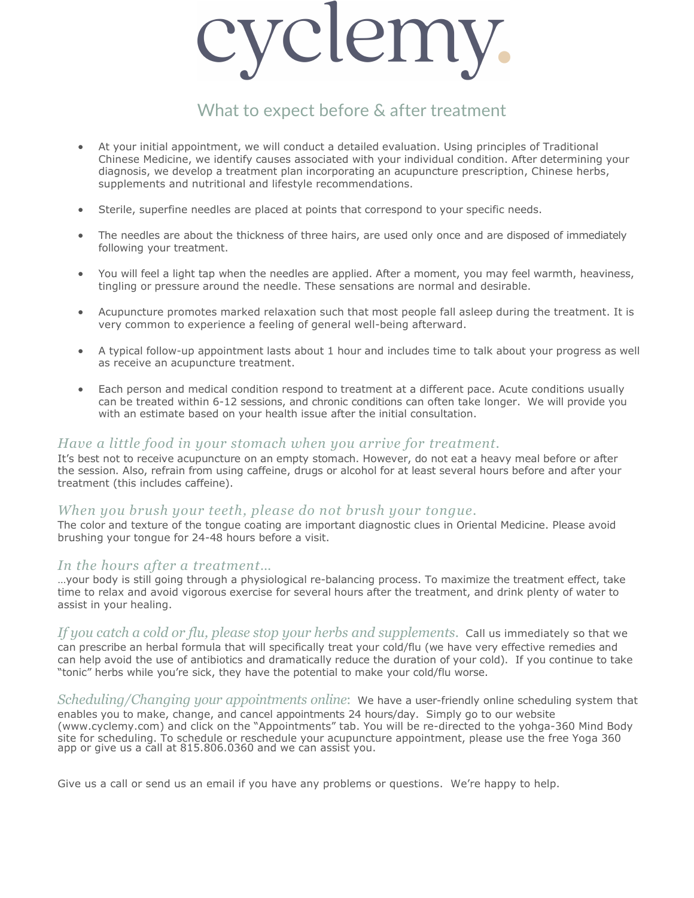# cyclemy.

## What to expect before & after treatment

- At your initial appointment, we will conduct a detailed evaluation. Using principles of Traditional Chinese Medicine, we identify causes associated with your individual condition. After determining your diagnosis, we develop a treatment plan incorporating an acupuncture prescription, Chinese herbs, supplements and nutritional and lifestyle recommendations.
- Sterile, superfine needles are placed at points that correspond to your specific needs.
- The needles are about the thickness of three hairs, are used only once and are disposed of immediately following your treatment.
- You will feel a light tap when the needles are applied. After a moment, you may feel warmth, heaviness, tingling or pressure around the needle. These sensations are normal and desirable.
- Acupuncture promotes marked relaxation such that most people fall asleep during the treatment. It is very common to experience a feeling of general well-being afterward.
- A typical follow-up appointment lasts about 1 hour and includes time to talk about your progress as well as receive an acupuncture treatment.
- Each person and medical condition respond to treatment at a different pace. Acute conditions usually can be treated within 6-12 sessions, and chronic conditions can often take longer. We will provide you with an estimate based on your health issue after the initial consultation.

### *Have a little food in your stomach when you arrive for treatment.*

It's best not to receive acupuncture on an empty stomach. However, do not eat a heavy meal before or after the session. Also, refrain from using caffeine, drugs or alcohol for at least several hours before and after your treatment (this includes caffeine).

### *When you brush your teeth, please do not brush your tongue.*

The color and texture of the tongue coating are important diagnostic clues in Oriental Medicine. Please avoid brushing your tongue for 24-48 hours before a visit.

### *In the hours after a treatment…*

…your body is still going through a physiological re-balancing process. To maximize the treatment effect, take time to relax and avoid vigorous exercise for several hours after the treatment, and drink plenty of water to assist in your healing.

*If you catch a cold or flu, please stop your herbs and supplements.* Call us immediately so that we can prescribe an herbal formula that will specifically treat your cold/flu (we have very effective remedies and can help avoid the use of antibiotics and dramatically reduce the duration of your cold). If you continue to take "tonic" herbs while you're sick, they have the potential to make your cold/flu worse.

*Scheduling/Changing your appointments online*: We have a user-friendly online scheduling system that enables you to make, change, and cancel appointments 24 hours/day. Simply go to our website (www.cyclemy.com) and click on the "Appointments" tab. You will be re-directed to the yohga-360 Mind Body site for scheduling. To schedule or reschedule your acupuncture appointment, please use the free Yoga 360 app or give us a call at 815.806.0360 and we can assist you.

Give us a call or send us an email if you have any problems or questions. We're happy to help.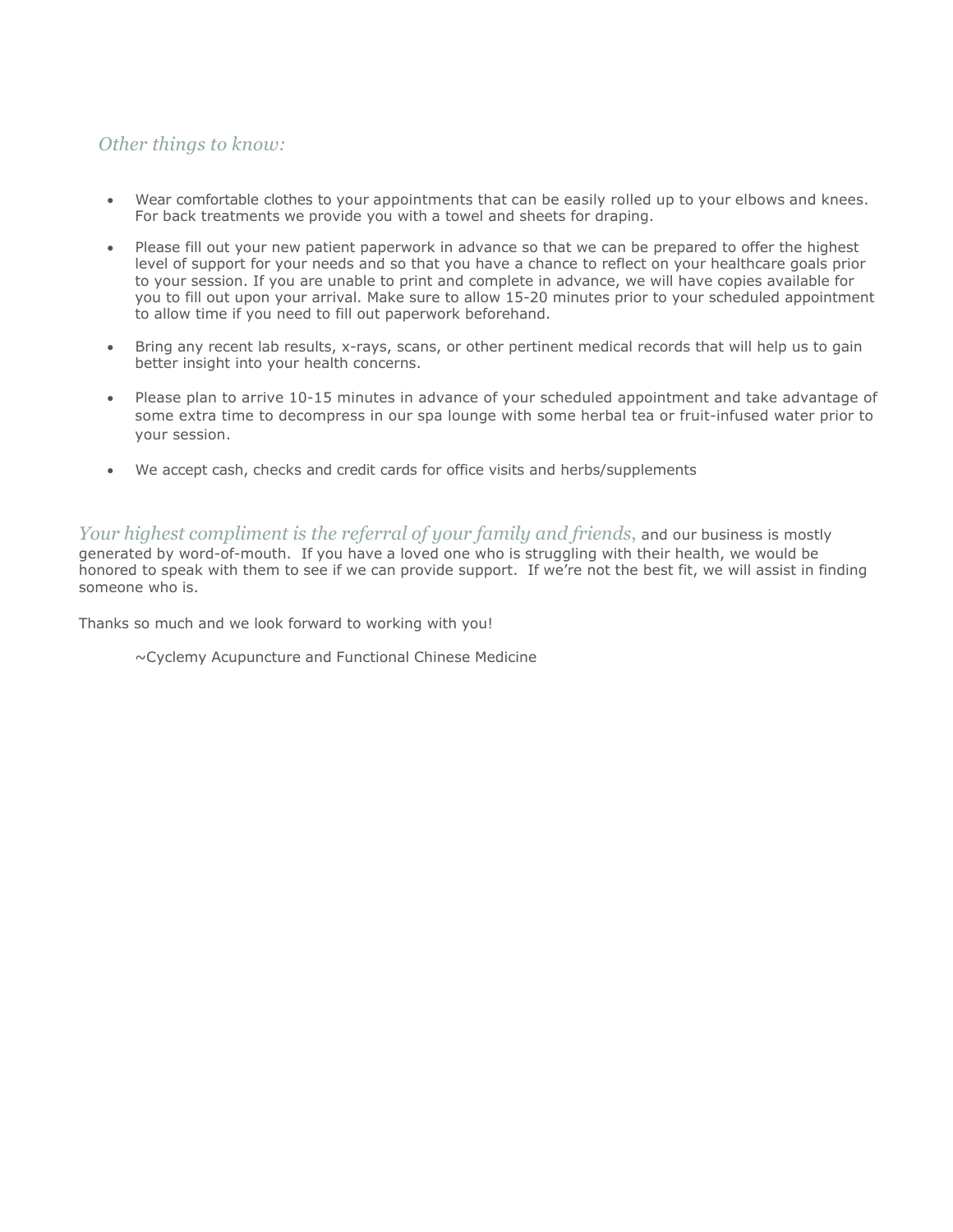## *Other things to know:*

- Wear comfortable clothes to your appointments that can be easily rolled up to your elbows and knees. For back treatments we provide you with a towel and sheets for draping.
- Please fill out your new patient paperwork in advance so that we can be prepared to offer the highest level of support for your needs and so that you have a chance to reflect on your healthcare goals prior to your session. If you are unable to print and complete in advance, we will have copies available for you to fill out upon your arrival. Make sure to allow 15-20 minutes prior to your scheduled appointment to allow time if you need to fill out paperwork beforehand.
- Bring any recent lab results, x-rays, scans, or other pertinent medical records that will help us to gain better insight into your health concerns.
- Please plan to arrive 10-15 minutes in advance of your scheduled appointment and take advantage of some extra time to decompress in our spa lounge with some herbal tea or fruit-infused water prior to your session.
- We accept cash, checks and credit cards for office visits and herbs/supplements

*Your highest compliment is the referral of your family and friends,* and our business is mostly generated by word-of-mouth. If you have a loved one who is struggling with their health, we would be honored to speak with them to see if we can provide support. If we're not the best fit, we will assist in finding someone who is.

Thanks so much and we look forward to working with you!

~Cyclemy Acupuncture and Functional Chinese Medicine